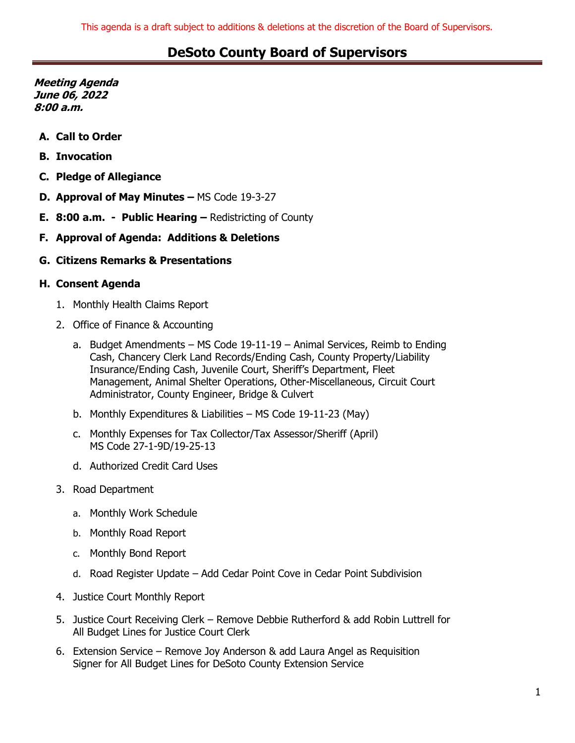This agenda is a draft subject to additions & deletions at the discretion of the Board of Supervisors.

# DeSoto County Board of Supervisors

***Meeting Agenda***
***June 06, 2022***
***8:00 a.m.***

- **A. Call to Order**
- **B. Invocation**
- **C. Pledge of Allegiance**
- **D. Approval of May Minutes –** MS Code 19-3-27
- **E. 8:00 a.m. - Public Hearing –** Redistricting of County
- **F. Approval of Agenda: Additions & Deletions**
- **G. Citizens Remarks & Presentations**
- **H. Consent Agenda**
  1. Monthly Health Claims Report
  2. Office of Finance & Accounting
     - a. Budget Amendments – MS Code 19-11-19 – Animal Services, Reimb to Ending Cash, Chancery Clerk Land Records/Ending Cash, County Property/Liability Insurance/Ending Cash, Juvenile Court, Sheriff's Department, Fleet Management, Animal Shelter Operations, Other-Miscellaneous, Circuit Court Administrator, County Engineer, Bridge & Culvert
     - b. Monthly Expenditures & Liabilities – MS Code 19-11-23 (May)
     - c. Monthly Expenses for Tax Collector/Tax Assessor/Sheriff (April) MS Code 27-1-9D/19-25-13
     - d. Authorized Credit Card Uses
  3. Road Department
     - a. Monthly Work Schedule
     - b. Monthly Road Report
     - c. Monthly Bond Report
     - d. Road Register Update – Add Cedar Point Cove in Cedar Point Subdivision
  4. Justice Court Monthly Report
  5. Justice Court Receiving Clerk – Remove Debbie Rutherford & add Robin Luttrell for All Budget Lines for Justice Court Clerk
  6. Extension Service – Remove Joy Anderson & add Laura Angel as Requisition Signer for All Budget Lines for DeSoto County Extension Service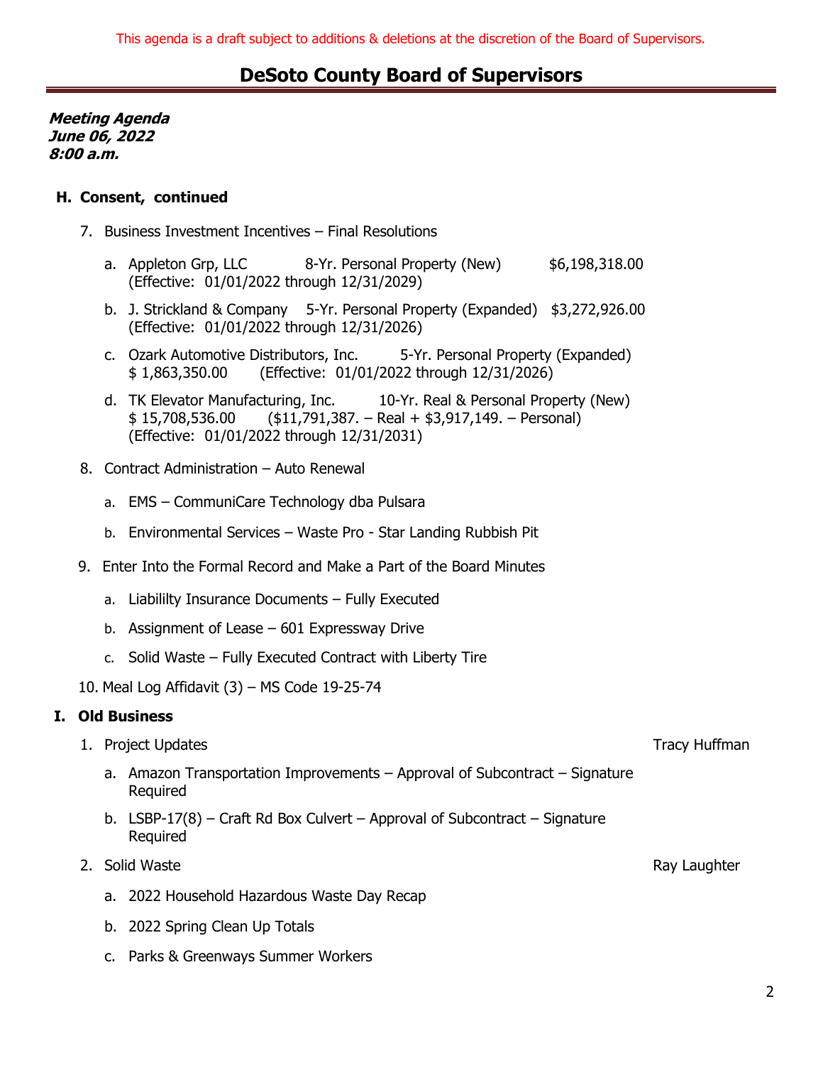This agenda is a draft subject to additions & deletions at the discretion of the Board of Supervisors.

# DeSoto County Board of Supervisors

***Meeting Agenda***
***June 06, 2022***
***8:00 a.m.***

## H. Consent, continued

7. Business Investment Incentives – Final Resolutions

   a. Appleton Grp, LLC 8-Yr. Personal Property (New) $6,198,318.00 (Effective: 01/01/2022 through 12/31/2029)

   b. J. Strickland & Company 5-Yr. Personal Property (Expanded) $3,272,926.00 (Effective: 01/01/2022 through 12/31/2026)

   c. Ozark Automotive Distributors, Inc. 5-Yr. Personal Property (Expanded) $ 1,863,350.00 (Effective: 01/01/2022 through 12/31/2026)

   d. TK Elevator Manufacturing, Inc. 10-Yr. Real & Personal Property (New) $ 15,708,536.00 ($11,791,387. – Real + $3,917,149. – Personal) (Effective: 01/01/2022 through 12/31/2031)

8. Contract Administration – Auto Renewal

   a. EMS – CommuniCare Technology dba Pulsara

   b. Environmental Services – Waste Pro - Star Landing Rubbish Pit

9. Enter Into the Formal Record and Make a Part of the Board Minutes

   a. Liabililty Insurance Documents – Fully Executed

   b. Assignment of Lease – 601 Expressway Drive

   c. Solid Waste – Fully Executed Contract with Liberty Tire

10. Meal Log Affidavit (3) – MS Code 19-25-74

## I. Old Business

1. Project Updates — Tracy Huffman

   a. Amazon Transportation Improvements – Approval of Subcontract – Signature Required

   b. LSBP-17(8) – Craft Rd Box Culvert – Approval of Subcontract – Signature Required

2. Solid Waste — Ray Laughter

   a. 2022 Household Hazardous Waste Day Recap

   b. 2022 Spring Clean Up Totals

   c. Parks & Greenways Summer Workers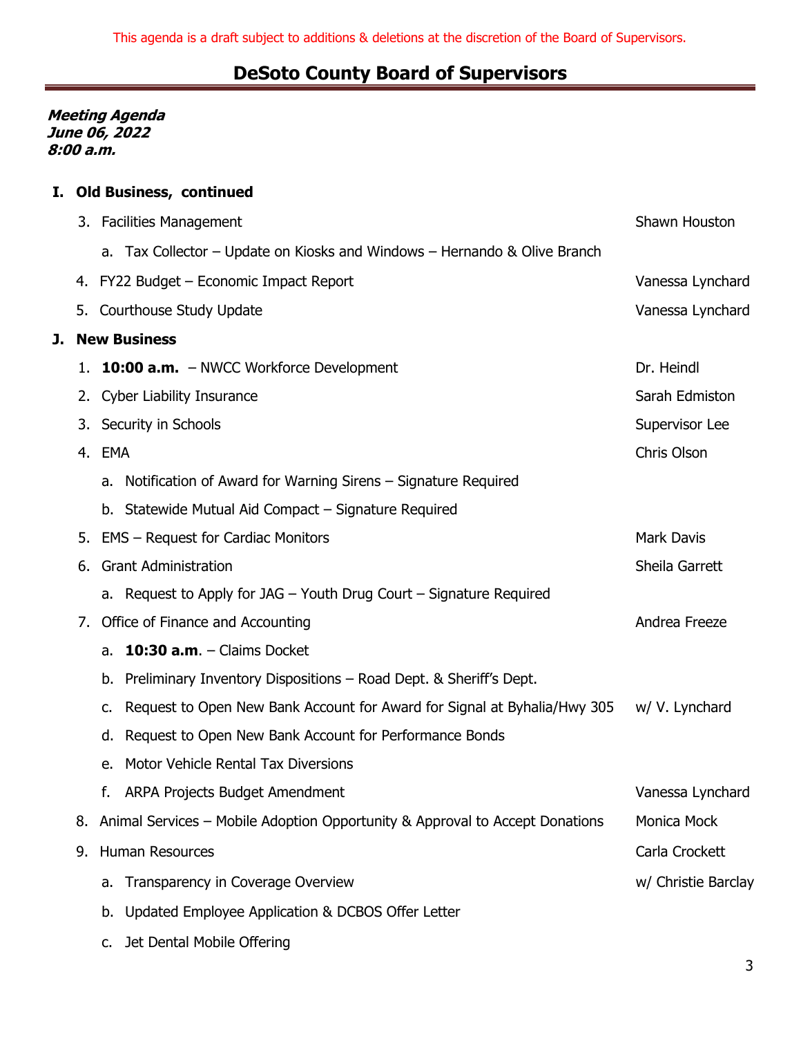This agenda is a draft subject to additions & deletions at the discretion of the Board of Supervisors.

# DeSoto County Board of Supervisors

***Meeting Agenda***
***June 06, 2022***
***8:00 a.m.***

**I. Old Business, continued**

3. Facilities Management — Shawn Houston
   a. Tax Collector – Update on Kiosks and Windows – Hernando & Olive Branch
4. FY22 Budget – Economic Impact Report — Vanessa Lynchard
5. Courthouse Study Update — Vanessa Lynchard

**J. New Business**

1. **10:00 a.m.** – NWCC Workforce Development — Dr. Heindl
2. Cyber Liability Insurance — Sarah Edmiston
3. Security in Schools — Supervisor Lee
4. EMA — Chris Olson
   a. Notification of Award for Warning Sirens – Signature Required
   b. Statewide Mutual Aid Compact – Signature Required
5. EMS – Request for Cardiac Monitors — Mark Davis
6. Grant Administration — Sheila Garrett
   a. Request to Apply for JAG – Youth Drug Court – Signature Required
7. Office of Finance and Accounting — Andrea Freeze
   a. **10:30 a.m**. – Claims Docket
   b. Preliminary Inventory Dispositions – Road Dept. & Sheriff's Dept.
   c. Request to Open New Bank Account for Award for Signal at Byhalia/Hwy 305 — w/ V. Lynchard
   d. Request to Open New Bank Account for Performance Bonds
   e. Motor Vehicle Rental Tax Diversions
   f. ARPA Projects Budget Amendment — Vanessa Lynchard
8. Animal Services – Mobile Adoption Opportunity & Approval to Accept Donations — Monica Mock
9. Human Resources — Carla Crockett
   a. Transparency in Coverage Overview — w/ Christie Barclay
   b. Updated Employee Application & DCBOS Offer Letter
   c. Jet Dental Mobile Offering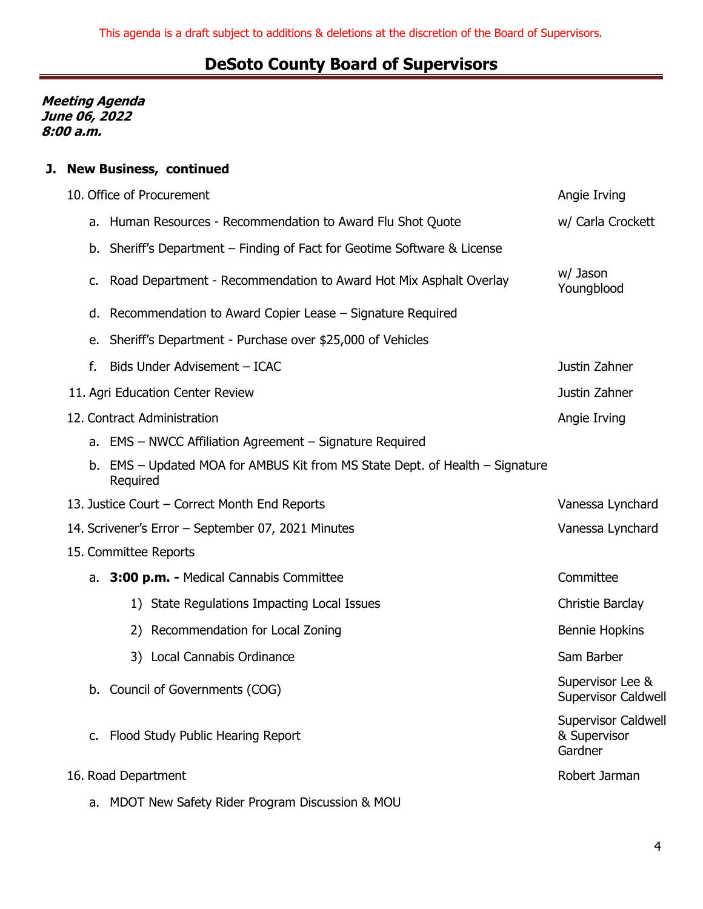This agenda is a draft subject to additions & deletions at the discretion of the Board of Supervisors.

# DeSoto County Board of Supervisors

***Meeting Agenda***
***June 06, 2022***
***8:00 a.m.***

**J. New Business, continued**

10. Office of Procurement — Angie Irving
    a. Human Resources - Recommendation to Award Flu Shot Quote — w/ Carla Crockett
    b. Sheriff's Department – Finding of Fact for Geotime Software & License
    c. Road Department - Recommendation to Award Hot Mix Asphalt Overlay — w/ Jason Youngblood
    d. Recommendation to Award Copier Lease – Signature Required
    e. Sheriff's Department - Purchase over $25,000 of Vehicles
    f. Bids Under Advisement – ICAC — Justin Zahner
11. Agri Education Center Review — Justin Zahner
12. Contract Administration — Angie Irving
    a. EMS – NWCC Affiliation Agreement – Signature Required
    b. EMS – Updated MOA for AMBUS Kit from MS State Dept. of Health – Signature Required
13. Justice Court – Correct Month End Reports — Vanessa Lynchard
14. Scrivener's Error – September 07, 2021 Minutes — Vanessa Lynchard
15. Committee Reports
    a. **3:00 p.m. -** Medical Cannabis Committee — Committee
        1) State Regulations Impacting Local Issues — Christie Barclay
        2) Recommendation for Local Zoning — Bennie Hopkins
        3) Local Cannabis Ordinance — Sam Barber
    b. Council of Governments (COG) — Supervisor Lee & Supervisor Caldwell
    c. Flood Study Public Hearing Report — Supervisor Caldwell & Supervisor Gardner
16. Road Department — Robert Jarman
    a. MDOT New Safety Rider Program Discussion & MOU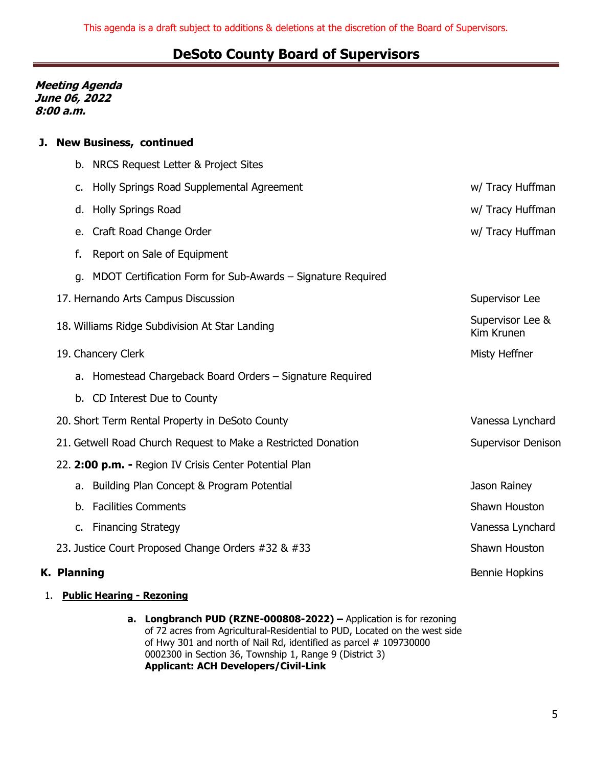This agenda is a draft subject to additions & deletions at the discretion of the Board of Supervisors.

# DeSoto County Board of Supervisors

***Meeting Agenda***
***June 06, 2022***
***8:00 a.m.***

## J. New Business, continued

b. NRCS Request Letter & Project Sites

c. Holly Springs Road Supplemental Agreement — w/ Tracy Huffman

d. Holly Springs Road — w/ Tracy Huffman

e. Craft Road Change Order — w/ Tracy Huffman

f. Report on Sale of Equipment

g. MDOT Certification Form for Sub-Awards – Signature Required

17. Hernando Arts Campus Discussion — Supervisor Lee

18. Williams Ridge Subdivision At Star Landing — Supervisor Lee & Kim Krunen

19. Chancery Clerk — Misty Heffner

    a. Homestead Chargeback Board Orders – Signature Required

    b. CD Interest Due to County

20. Short Term Rental Property in DeSoto County — Vanessa Lynchard

21. Getwell Road Church Request to Make a Restricted Donation — Supervisor Denison

22. **2:00 p.m. -** Region IV Crisis Center Potential Plan

    a. Building Plan Concept & Program Potential — Jason Rainey

    b. Facilities Comments — Shawn Houston

    c. Financing Strategy — Vanessa Lynchard

23. Justice Court Proposed Change Orders #32 & #33 — Shawn Houston

## K. Planning — Bennie Hopkins

1. **Public Hearing - Rezoning**

    a. **Longbranch PUD (RZNE-000808-2022) –** Application is for rezoning of 72 acres from Agricultural-Residential to PUD, Located on the west side of Hwy 301 and north of Nail Rd, identified as parcel # 109730000 0002300 in Section 36, Township 1, Range 9 (District 3)
    **Applicant: ACH Developers/Civil-Link**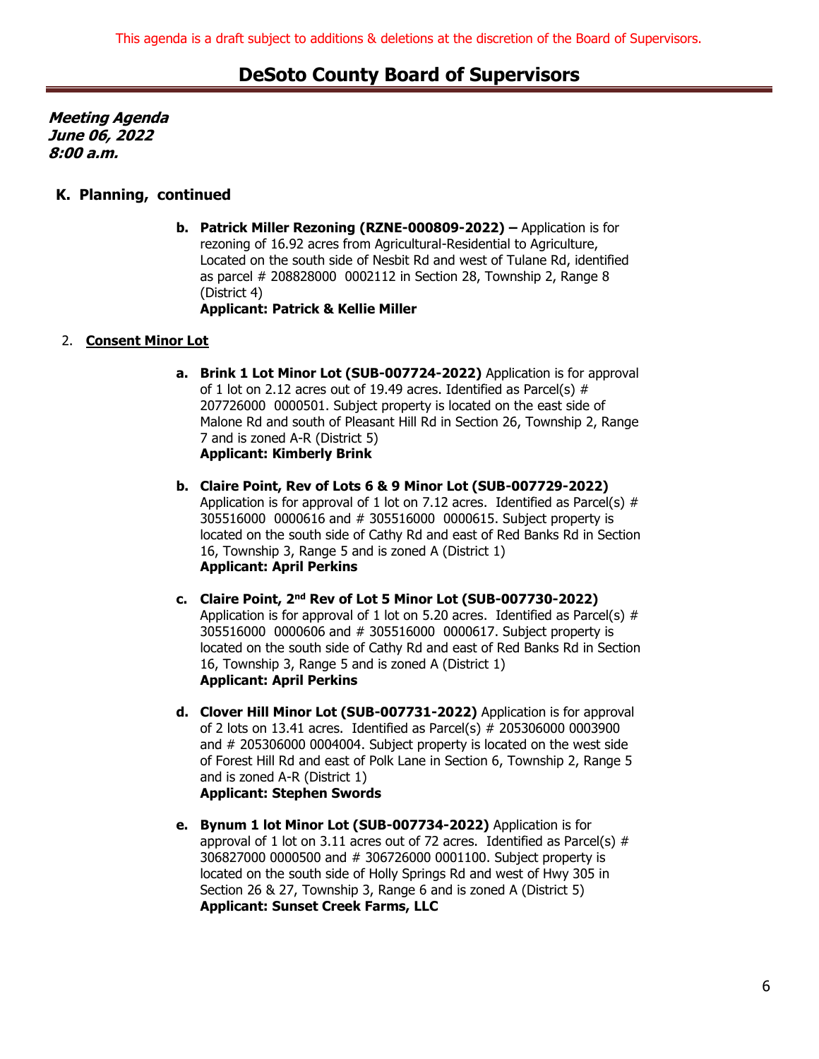This agenda is a draft subject to additions & deletions at the discretion of the Board of Supervisors.

# DeSoto County Board of Supervisors

***Meeting Agenda***
***June 06, 2022***
***8:00 a.m.***

## K. Planning, continued

**b. Patrick Miller Rezoning (RZNE-000809-2022) –** Application is for rezoning of 16.92 acres from Agricultural-Residential to Agriculture, Located on the south side of Nesbit Rd and west of Tulane Rd, identified as parcel # 208828000 0002112 in Section 28, Township 2, Range 8 (District 4)
**Applicant: Patrick & Kellie Miller**

2. **Consent Minor Lot**

**a. Brink 1 Lot Minor Lot (SUB-007724-2022)** Application is for approval of 1 lot on 2.12 acres out of 19.49 acres. Identified as Parcel(s) # 207726000 0000501. Subject property is located on the east side of Malone Rd and south of Pleasant Hill Rd in Section 26, Township 2, Range 7 and is zoned A-R (District 5)
**Applicant: Kimberly Brink**

**b. Claire Point, Rev of Lots 6 & 9 Minor Lot (SUB-007729-2022)** Application is for approval of 1 lot on 7.12 acres. Identified as Parcel(s) # 305516000 0000616 and # 305516000 0000615. Subject property is located on the south side of Cathy Rd and east of Red Banks Rd in Section 16, Township 3, Range 5 and is zoned A (District 1)
**Applicant: April Perkins**

**c. Claire Point, 2nd Rev of Lot 5 Minor Lot (SUB-007730-2022)** Application is for approval of 1 lot on 5.20 acres. Identified as Parcel(s) # 305516000 0000606 and # 305516000 0000617. Subject property is located on the south side of Cathy Rd and east of Red Banks Rd in Section 16, Township 3, Range 5 and is zoned A (District 1)
**Applicant: April Perkins**

**d. Clover Hill Minor Lot (SUB-007731-2022)** Application is for approval of 2 lots on 13.41 acres. Identified as Parcel(s) # 205306000 0003900 and # 205306000 0004004. Subject property is located on the west side of Forest Hill Rd and east of Polk Lane in Section 6, Township 2, Range 5 and is zoned A-R (District 1)
**Applicant: Stephen Swords**

**e. Bynum 1 lot Minor Lot (SUB-007734-2022)** Application is for approval of 1 lot on 3.11 acres out of 72 acres. Identified as Parcel(s) # 306827000 0000500 and # 306726000 0001100. Subject property is located on the south side of Holly Springs Rd and west of Hwy 305 in Section 26 & 27, Township 3, Range 6 and is zoned A (District 5)
**Applicant: Sunset Creek Farms, LLC**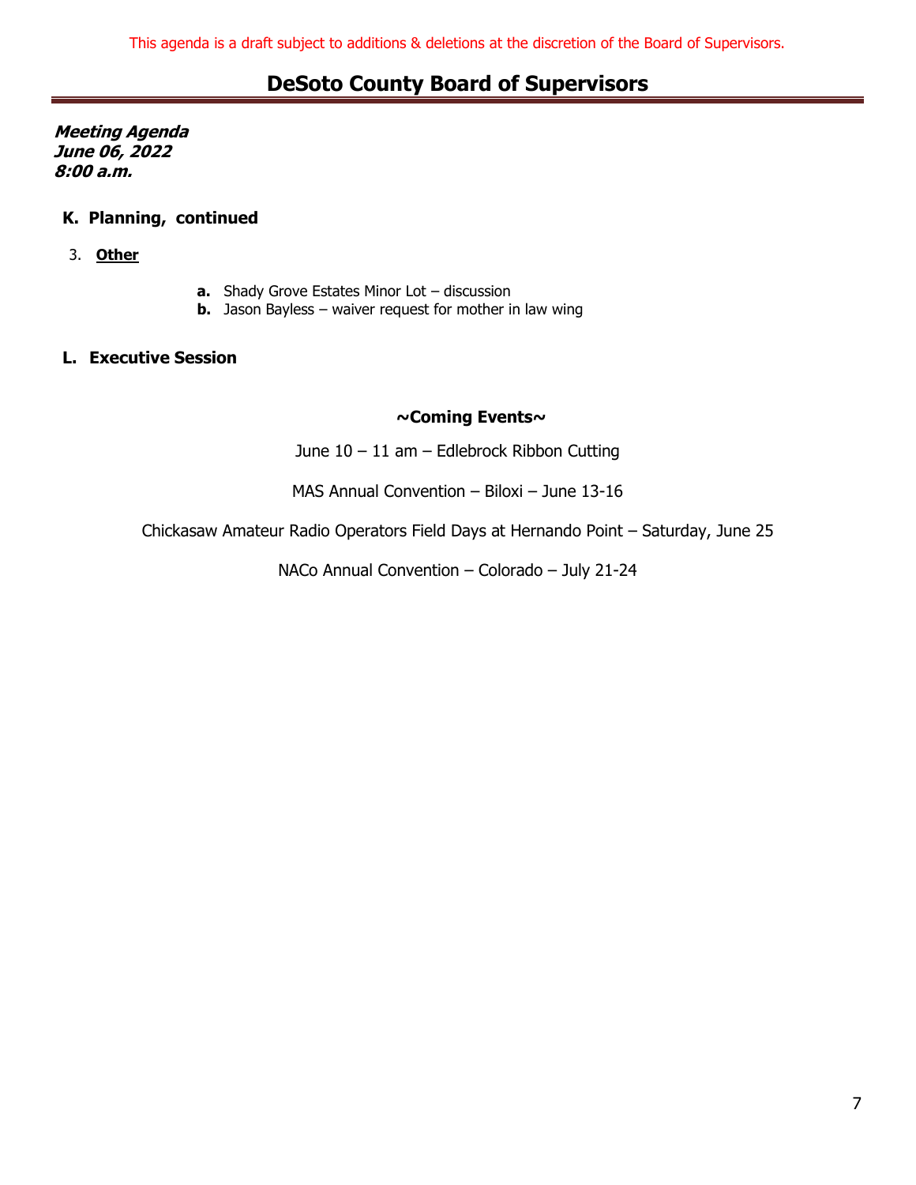This agenda is a draft subject to additions & deletions at the discretion of the Board of Supervisors.

# DeSoto County Board of Supervisors

***Meeting Agenda***
***June 06, 2022***
***8:00 a.m.***

## K. Planning, continued

3. **Other**

   **a.** Shady Grove Estates Minor Lot – discussion
   **b.** Jason Bayless – waiver request for mother in law wing

## L. Executive Session

### ~Coming Events~

June 10 – 11 am – Edlebrock Ribbon Cutting

MAS Annual Convention – Biloxi – June 13-16

Chickasaw Amateur Radio Operators Field Days at Hernando Point – Saturday, June 25

NACo Annual Convention – Colorado – July 21-24